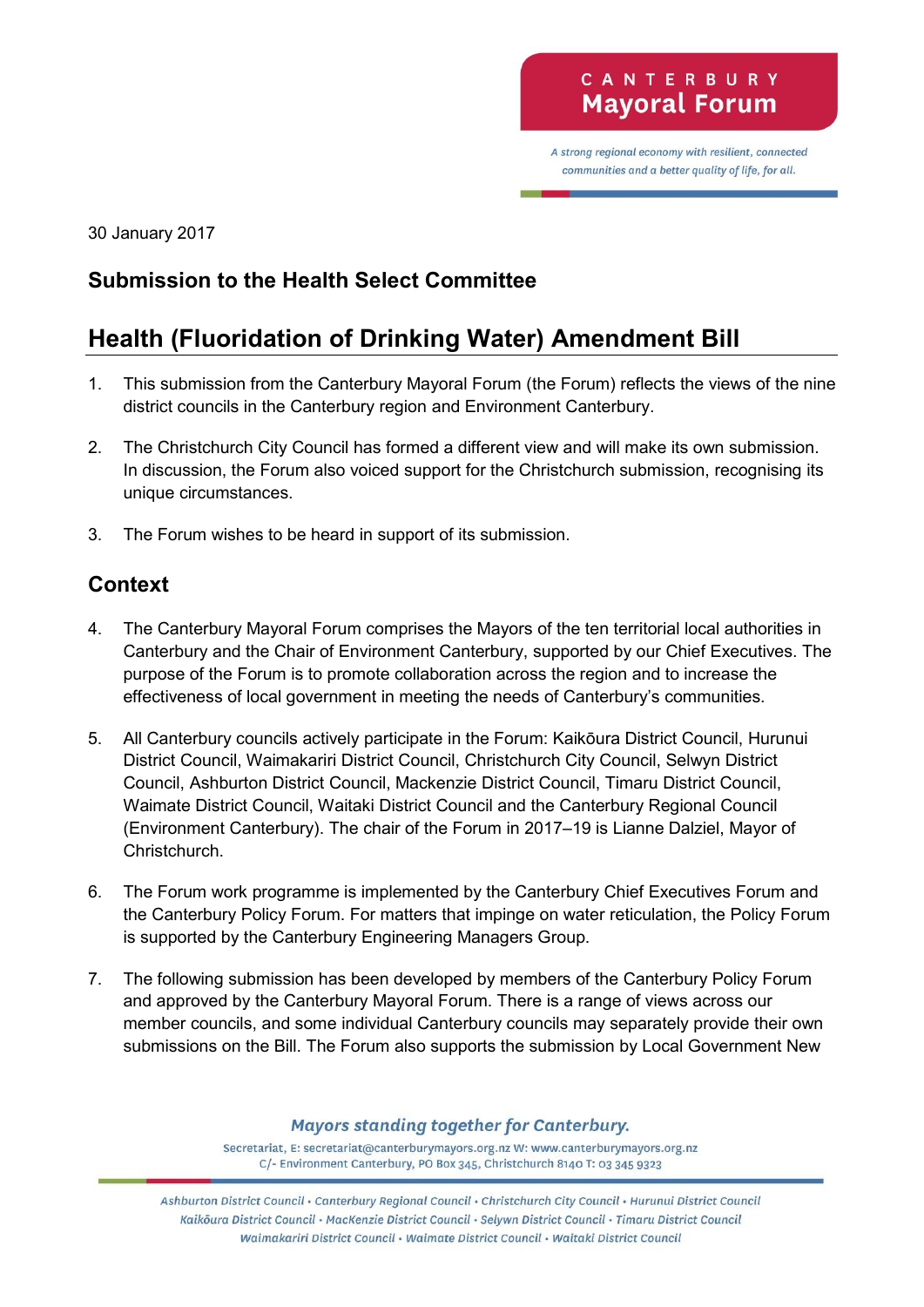CANTERBURY
Mayoral Forum

*A strong regional economy with resilient, connected communities and a better quality of life, for all.*

30 January 2017

### Submission to the Health Select Committee

## Health (Fluoridation of Drinking Water) Amendment Bill

1. This submission from the Canterbury Mayoral Forum (the Forum) reflects the views of the nine district councils in the Canterbury region and Environment Canterbury.

2. The Christchurch City Council has formed a different view and will make its own submission. In discussion, the Forum also voiced support for the Christchurch submission, recognising its unique circumstances.

3. The Forum wishes to be heard in support of its submission.

## Context

4. The Canterbury Mayoral Forum comprises the Mayors of the ten territorial local authorities in Canterbury and the Chair of Environment Canterbury, supported by our Chief Executives. The purpose of the Forum is to promote collaboration across the region and to increase the effectiveness of local government in meeting the needs of Canterbury's communities.

5. All Canterbury councils actively participate in the Forum: Kaikōura District Council, Hurunui District Council, Waimakariri District Council, Christchurch City Council, Selwyn District Council, Ashburton District Council, Mackenzie District Council, Timaru District Council, Waimate District Council, Waitaki District Council and the Canterbury Regional Council (Environment Canterbury). The chair of the Forum in 2017–19 is Lianne Dalziel, Mayor of Christchurch.

6. The Forum work programme is implemented by the Canterbury Chief Executives Forum and the Canterbury Policy Forum. For matters that impinge on water reticulation, the Policy Forum is supported by the Canterbury Engineering Managers Group.

7. The following submission has been developed by members of the Canterbury Policy Forum and approved by the Canterbury Mayoral Forum. There is a range of views across our member councils, and some individual Canterbury councils may separately provide their own submissions on the Bill. The Forum also supports the submission by Local Government New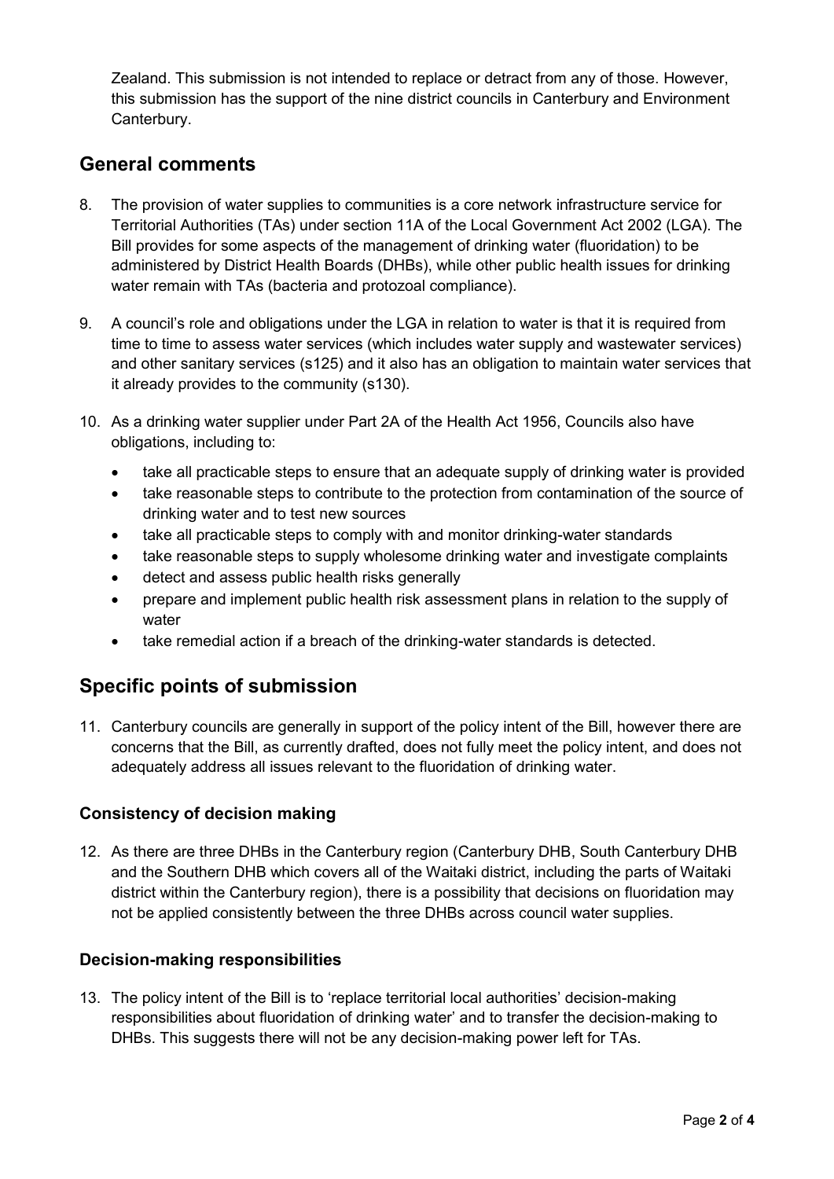Zealand. This submission is not intended to replace or detract from any of those. However, this submission has the support of the nine district councils in Canterbury and Environment Canterbury.

## General comments

8. The provision of water supplies to communities is a core network infrastructure service for Territorial Authorities (TAs) under section 11A of the Local Government Act 2002 (LGA). The Bill provides for some aspects of the management of drinking water (fluoridation) to be administered by District Health Boards (DHBs), while other public health issues for drinking water remain with TAs (bacteria and protozoal compliance).

9. A council's role and obligations under the LGA in relation to water is that it is required from time to time to assess water services (which includes water supply and wastewater services) and other sanitary services (s125) and it also has an obligation to maintain water services that it already provides to the community (s130).

10. As a drinking water supplier under Part 2A of the Health Act 1956, Councils also have obligations, including to:
    - take all practicable steps to ensure that an adequate supply of drinking water is provided
    - take reasonable steps to contribute to the protection from contamination of the source of drinking water and to test new sources
    - take all practicable steps to comply with and monitor drinking-water standards
    - take reasonable steps to supply wholesome drinking water and investigate complaints
    - detect and assess public health risks generally
    - prepare and implement public health risk assessment plans in relation to the supply of water
    - take remedial action if a breach of the drinking-water standards is detected.

## Specific points of submission

11. Canterbury councils are generally in support of the policy intent of the Bill, however there are concerns that the Bill, as currently drafted, does not fully meet the policy intent, and does not adequately address all issues relevant to the fluoridation of drinking water.

### Consistency of decision making

12. As there are three DHBs in the Canterbury region (Canterbury DHB, South Canterbury DHB and the Southern DHB which covers all of the Waitaki district, including the parts of Waitaki district within the Canterbury region), there is a possibility that decisions on fluoridation may not be applied consistently between the three DHBs across council water supplies.

### Decision-making responsibilities

13. The policy intent of the Bill is to 'replace territorial local authorities' decision-making responsibilities about fluoridation of drinking water' and to transfer the decision-making to DHBs. This suggests there will not be any decision-making power left for TAs.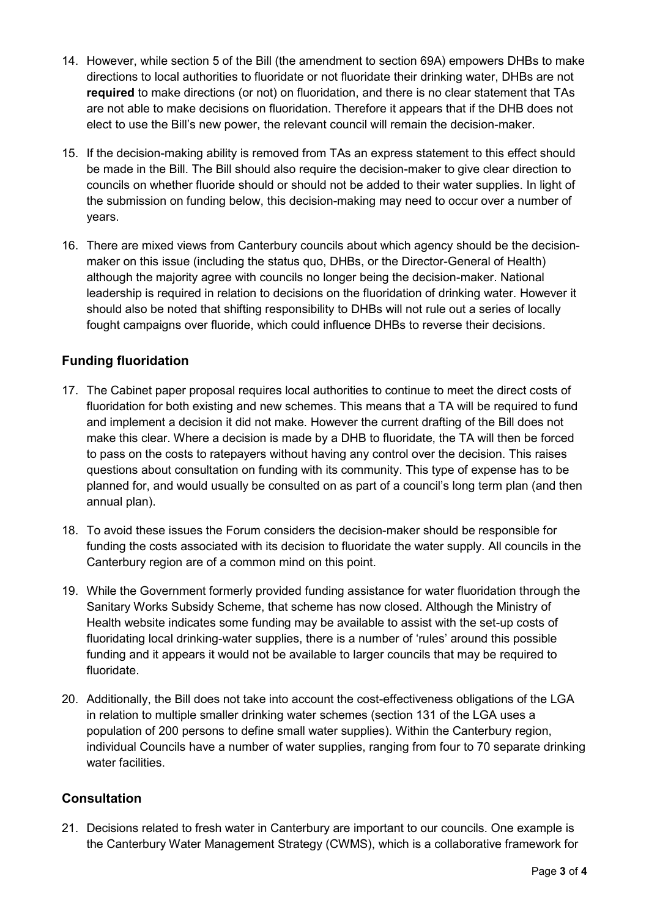14. However, while section 5 of the Bill (the amendment to section 69A) empowers DHBs to make directions to local authorities to fluoridate or not fluoridate their drinking water, DHBs are not **required** to make directions (or not) on fluoridation, and there is no clear statement that TAs are not able to make decisions on fluoridation. Therefore it appears that if the DHB does not elect to use the Bill's new power, the relevant council will remain the decision-maker.
15. If the decision-making ability is removed from TAs an express statement to this effect should be made in the Bill. The Bill should also require the decision-maker to give clear direction to councils on whether fluoride should or should not be added to their water supplies. In light of the submission on funding below, this decision-making may need to occur over a number of years.
16. There are mixed views from Canterbury councils about which agency should be the decision-maker on this issue (including the status quo, DHBs, or the Director-General of Health) although the majority agree with councils no longer being the decision-maker. National leadership is required in relation to decisions on the fluoridation of drinking water. However it should also be noted that shifting responsibility to DHBs will not rule out a series of locally fought campaigns over fluoride, which could influence DHBs to reverse their decisions.

## Funding fluoridation

17. The Cabinet paper proposal requires local authorities to continue to meet the direct costs of fluoridation for both existing and new schemes. This means that a TA will be required to fund and implement a decision it did not make. However the current drafting of the Bill does not make this clear. Where a decision is made by a DHB to fluoridate, the TA will then be forced to pass on the costs to ratepayers without having any control over the decision. This raises questions about consultation on funding with its community. This type of expense has to be planned for, and would usually be consulted on as part of a council's long term plan (and then annual plan).
18. To avoid these issues the Forum considers the decision-maker should be responsible for funding the costs associated with its decision to fluoridate the water supply. All councils in the Canterbury region are of a common mind on this point.
19. While the Government formerly provided funding assistance for water fluoridation through the Sanitary Works Subsidy Scheme, that scheme has now closed. Although the Ministry of Health website indicates some funding may be available to assist with the set-up costs of fluoridating local drinking-water supplies, there is a number of 'rules' around this possible funding and it appears it would not be available to larger councils that may be required to fluoridate.
20. Additionally, the Bill does not take into account the cost-effectiveness obligations of the LGA in relation to multiple smaller drinking water schemes (section 131 of the LGA uses a population of 200 persons to define small water supplies). Within the Canterbury region, individual Councils have a number of water supplies, ranging from four to 70 separate drinking water facilities.

## Consultation

21. Decisions related to fresh water in Canterbury are important to our councils. One example is the Canterbury Water Management Strategy (CWMS), which is a collaborative framework for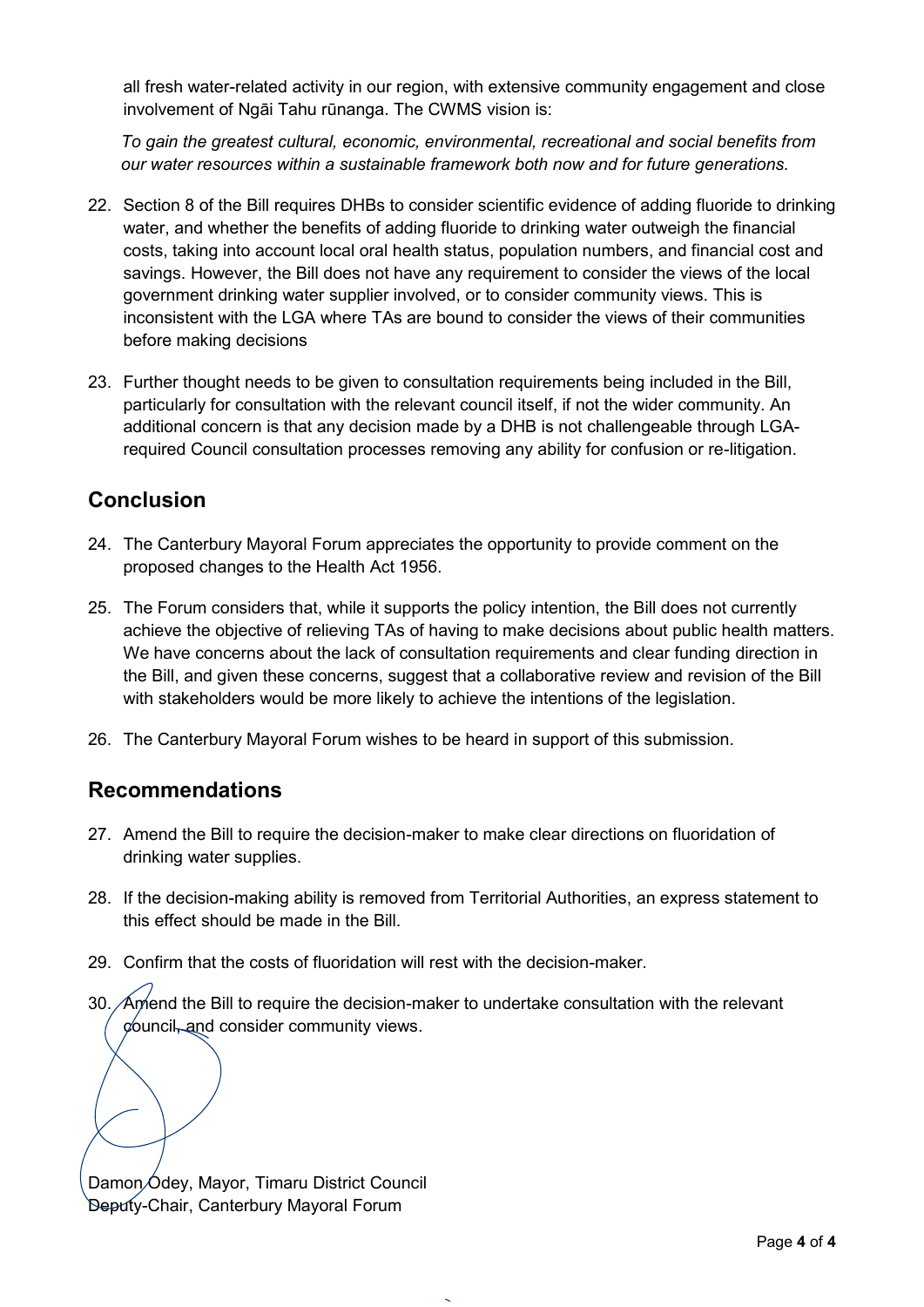all fresh water-related activity in our region, with extensive community engagement and close involvement of Ngāi Tahu rūnanga. The CWMS vision is:

*To gain the greatest cultural, economic, environmental, recreational and social benefits from our water resources within a sustainable framework both now and for future generations.*

22. Section 8 of the Bill requires DHBs to consider scientific evidence of adding fluoride to drinking water, and whether the benefits of adding fluoride to drinking water outweigh the financial costs, taking into account local oral health status, population numbers, and financial cost and savings. However, the Bill does not have any requirement to consider the views of the local government drinking water supplier involved, or to consider community views. This is inconsistent with the LGA where TAs are bound to consider the views of their communities before making decisions

23. Further thought needs to be given to consultation requirements being included in the Bill, particularly for consultation with the relevant council itself, if not the wider community. An additional concern is that any decision made by a DHB is not challengeable through LGA-required Council consultation processes removing any ability for confusion or re-litigation.

## Conclusion

24. The Canterbury Mayoral Forum appreciates the opportunity to provide comment on the proposed changes to the Health Act 1956.

25. The Forum considers that, while it supports the policy intention, the Bill does not currently achieve the objective of relieving TAs of having to make decisions about public health matters. We have concerns about the lack of consultation requirements and clear funding direction in the Bill, and given these concerns, suggest that a collaborative review and revision of the Bill with stakeholders would be more likely to achieve the intentions of the legislation.

26. The Canterbury Mayoral Forum wishes to be heard in support of this submission.

## Recommendations

27. Amend the Bill to require the decision-maker to make clear directions on fluoridation of drinking water supplies.

28. If the decision-making ability is removed from Territorial Authorities, an express statement to this effect should be made in the Bill.

29. Confirm that the costs of fluoridation will rest with the decision-maker.

30. Amend the Bill to require the decision-maker to undertake consultation with the relevant council, and consider community views.

Damon Odey, Mayor, Timaru District Council
Deputy-Chair, Canterbury Mayoral Forum